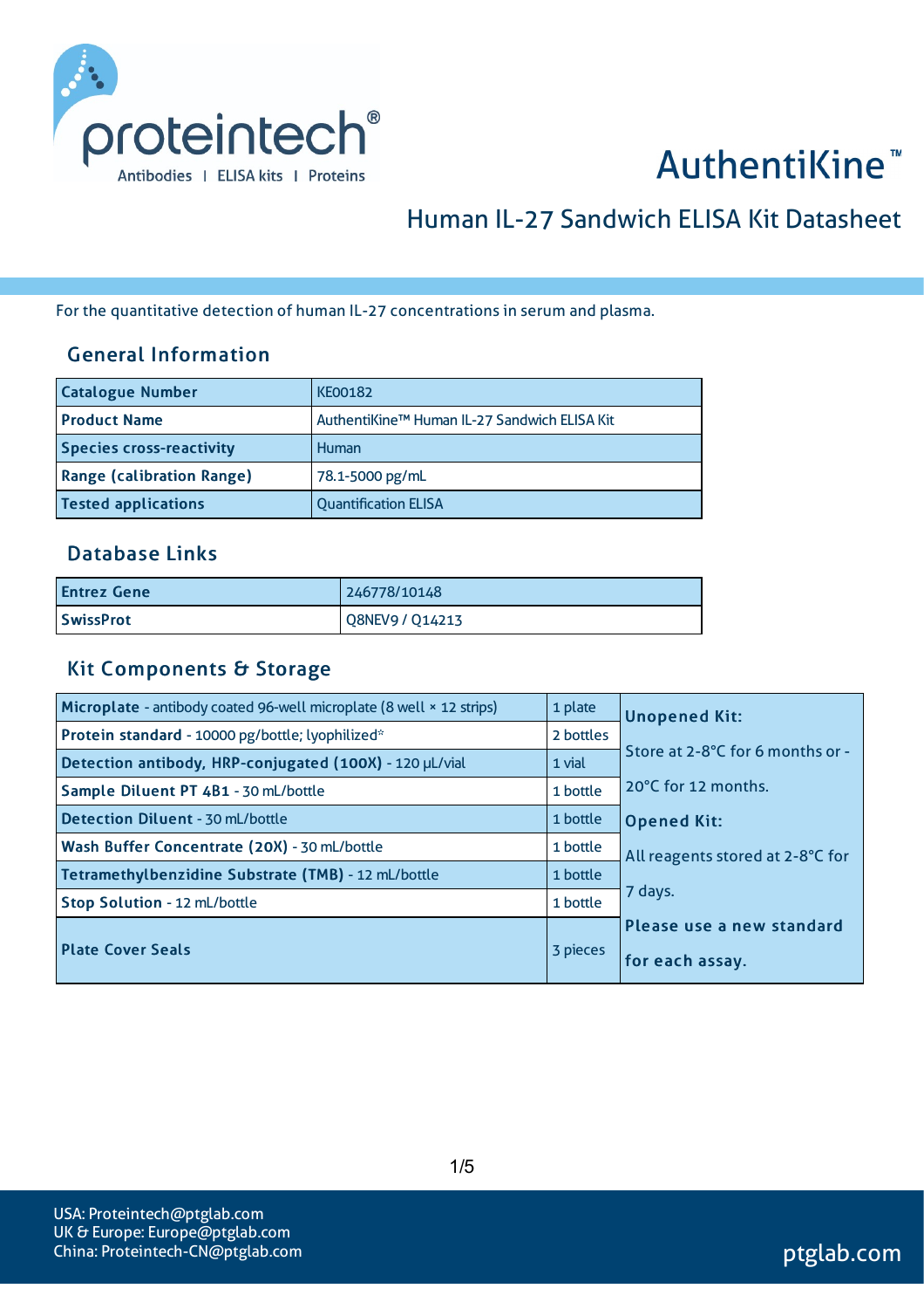proteintech®

Antibodies | ELISA kits | Proteins

# AuthentiKine™

## Human IL-27 Sandwich ELISA Kit Datasheet

For the quantitative detection of human IL-27 concentrations in serum and plasma.

### General Information

| Catalogue Number | KE00182 |
|---|---|
| Product Name | AuthentiKine™ Human IL-27 Sandwich ELISA Kit |
| Species cross-reactivity | Human |
| Range (calibration Range) | 78.1-5000 pg/mL |
| Tested applications | Quantification ELISA |

### Database Links

| Entrez Gene | 246778/10148 |
|---|---|
| SwissProt | Q8NEV9 / Q14213 |

### Kit Components & Storage

| Component | Quantity | Storage |
|---|---|---|
| **Microplate** - antibody coated 96-well microplate (8 well × 12 strips) | 1 plate | **Unopened Kit:** Store at 2-8°C for 6 months or -20°C for 12 months. **Opened Kit:** All reagents stored at 2-8°C for 7 days. **Please use a new standard for each assay.** |
| **Protein standard** - 10000 pg/bottle; lyophilized* | 2 bottles | |
| **Detection antibody, HRP-conjugated (100X)** - 120 μL/vial | 1 vial | |
| **Sample Diluent PT 4B1** - 30 mL/bottle | 1 bottle | |
| **Detection Diluent** - 30 mL/bottle | 1 bottle | |
| **Wash Buffer Concentrate (20X)** - 30 mL/bottle | 1 bottle | |
| **Tetramethylbenzidine Substrate (TMB)** - 12 mL/bottle | 1 bottle | |
| **Stop Solution** - 12 mL/bottle | 1 bottle | |
| **Plate Cover Seals** | 3 pieces | |

USA: Proteintech@ptglab.com
UK & Europe: Europe@ptglab.com
China: Proteintech-CN@ptglab.com

ptglab.com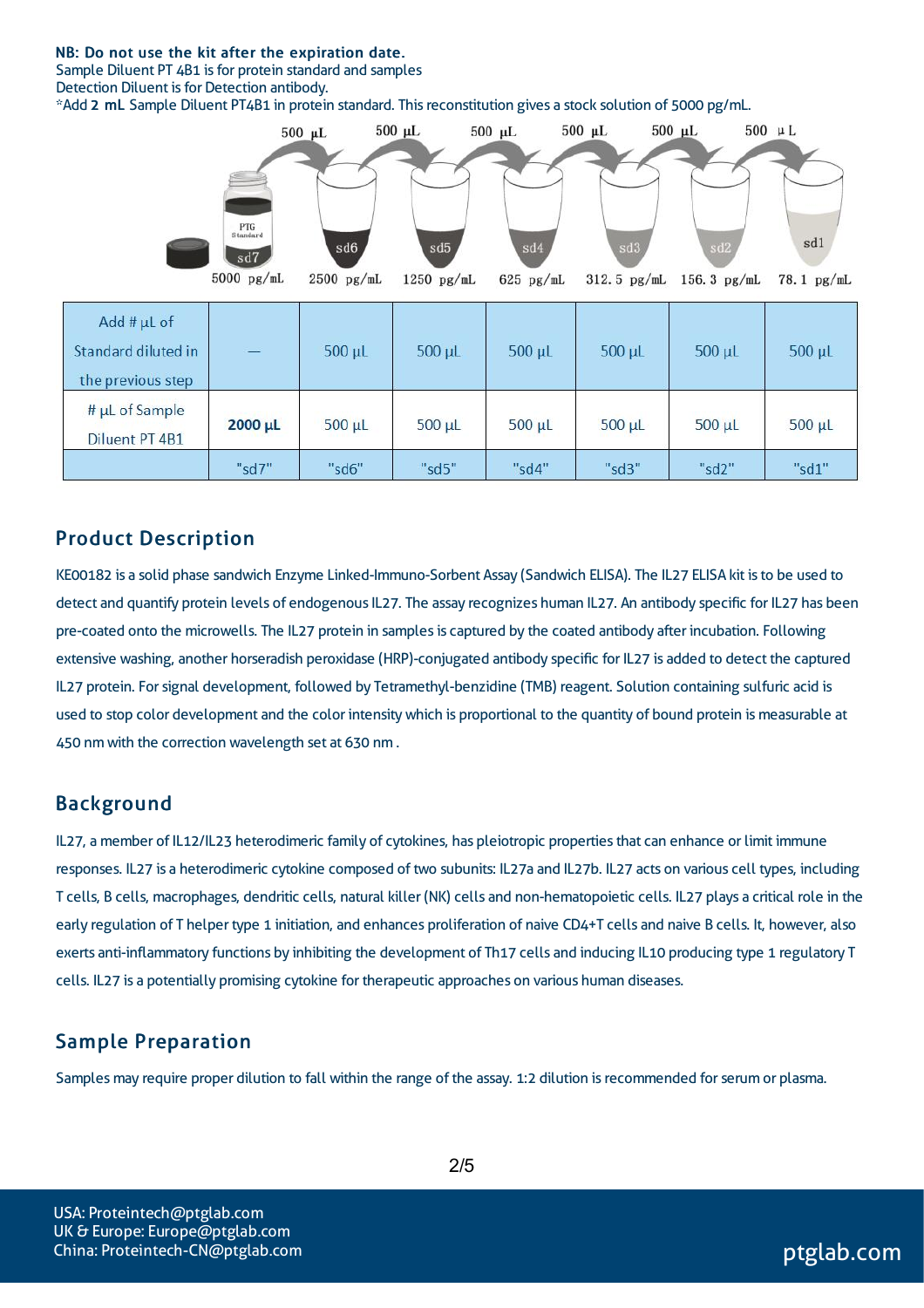**NB: Do not use the kit after the expiration date.**
Sample Diluent PT 4B1 is for protein standard and samples
Detection Diluent is for Detection antibody.
*Add **2 mL** Sample Diluent PT4B1 in protein standard. This reconstitution gives a stock solution of 5000 pg/mL.

500 μL → sd6, 500 μL → sd5, 500 μL → sd4, 500 μL → sd3, 500 μL → sd2, 500 μL → sd1

PTG Standard sd7: 5000 pg/mL; sd6: 2500 pg/mL; sd5: 1250 pg/mL; sd4: 625 pg/mL; sd3: 312.5 pg/mL; sd2: 156.3 pg/mL; sd1: 78.1 pg/mL

| Add # μL of Standard diluted in the previous step | — | 500 μL | 500 μL | 500 μL | 500 μL | 500 μL | 500 μL |
|---|---|---|---|---|---|---|---|
| # μL of Sample Diluent PT 4B1 | **2000 μL** | 500 μL | 500 μL | 500 μL | 500 μL | 500 μL | 500 μL |
| | "sd7" | "sd6" | "sd5" | "sd4" | "sd3" | "sd2" | "sd1" |

## Product Description

KE00182 is a solid phase sandwich Enzyme Linked-Immuno-Sorbent Assay (Sandwich ELISA). The IL27 ELISA kit is to be used to detect and quantify protein levels of endogenous IL27. The assay recognizes human IL27. An antibody specific for IL27 has been pre-coated onto the microwells. The IL27 protein in samples is captured by the coated antibody after incubation. Following extensive washing, another horseradish peroxidase (HRP)-conjugated antibody specific for IL27 is added to detect the captured IL27 protein. For signal development, followed by Tetramethyl-benzidine (TMB) reagent. Solution containing sulfuric acid is used to stop color development and the color intensity which is proportional to the quantity of bound protein is measurable at 450 nm with the correction wavelength set at 630 nm .

## Background

IL27, a member of IL12/IL23 heterodimeric family of cytokines, has pleiotropic properties that can enhance or limit immune responses. IL27 is a heterodimeric cytokine composed of two subunits: IL27a and IL27b. IL27 acts on various cell types, including T cells, B cells, macrophages, dendritic cells, natural killer (NK) cells and non-hematopoietic cells. IL27 plays a critical role in the early regulation of T helper type 1 initiation, and enhances proliferation of naive CD4+T cells and naive B cells. It, however, also exerts anti-inflammatory functions by inhibiting the development of Th17 cells and inducing IL10 producing type 1 regulatory T cells. IL27 is a potentially promising cytokine for therapeutic approaches on various human diseases.

## Sample Preparation

Samples may require proper dilution to fall within the range of the assay. 1:2 dilution is recommended for serum or plasma.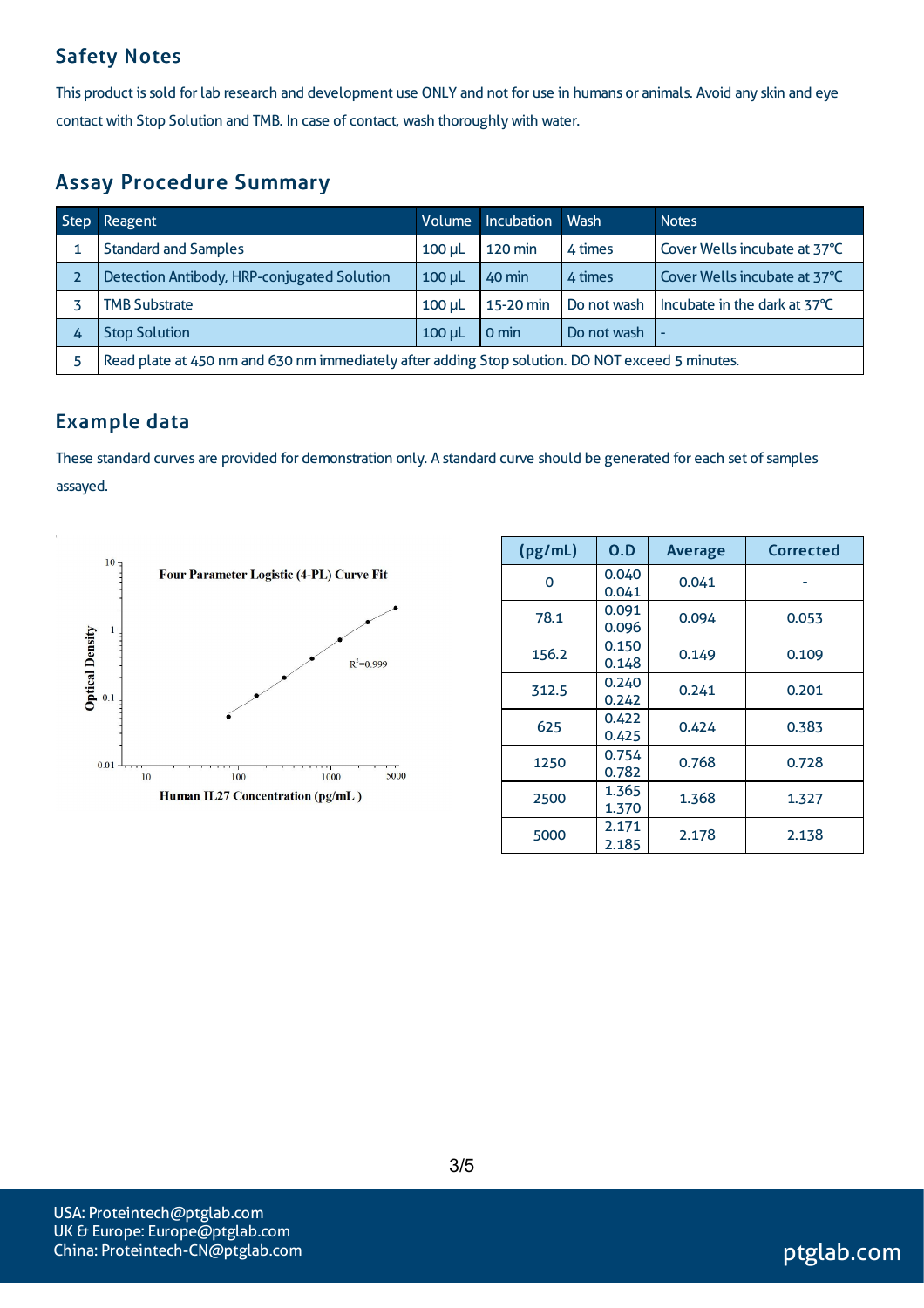## Safety Notes

This product is sold for lab research and development use ONLY and not for use in humans or animals. Avoid any skin and eye contact with Stop Solution and TMB. In case of contact, wash thoroughly with water.

## Assay Procedure Summary

| Step | Reagent | Volume | Incubation | Wash | Notes |
|---|---|---|---|---|---|
| 1 | Standard and Samples | 100 µL | 120 min | 4 times | Cover Wells incubate at 37°C |
| 2 | Detection Antibody, HRP-conjugated Solution | 100 µL | 40 min | 4 times | Cover Wells incubate at 37°C |
| 3 | TMB Substrate | 100 µL | 15-20 min | Do not wash | Incubate in the dark at 37°C |
| 4 | Stop Solution | 100 µL | 0 min | Do not wash | - |
| 5 | Read plate at 450 nm and 630 nm immediately after adding Stop solution. DO NOT exceed 5 minutes. | | | | |

## Example data

These standard curves are provided for demonstration only. A standard curve should be generated for each set of samples assayed.

Four Parameter Logistic (4-PL) Curve Fit

$R^2$=0.999

Optical Density

Human IL27 Concentration (pg/mL )

| (pg/mL) | O.D | Average | Corrected |
|---|---|---|---|
| 0 | 0.040<br>0.041 | 0.041 | - |
| 78.1 | 0.091<br>0.096 | 0.094 | 0.053 |
| 156.2 | 0.150<br>0.148 | 0.149 | 0.109 |
| 312.5 | 0.240<br>0.242 | 0.241 | 0.201 |
| 625 | 0.422<br>0.425 | 0.424 | 0.383 |
| 1250 | 0.754<br>0.782 | 0.768 | 0.728 |
| 2500 | 1.365<br>1.370 | 1.368 | 1.327 |
| 5000 | 2.171<br>2.185 | 2.178 | 2.138 |

USA: Proteintech@ptglab.com
UK & Europe: Europe@ptglab.com
China: Proteintech-CN@ptglab.com

ptglab.com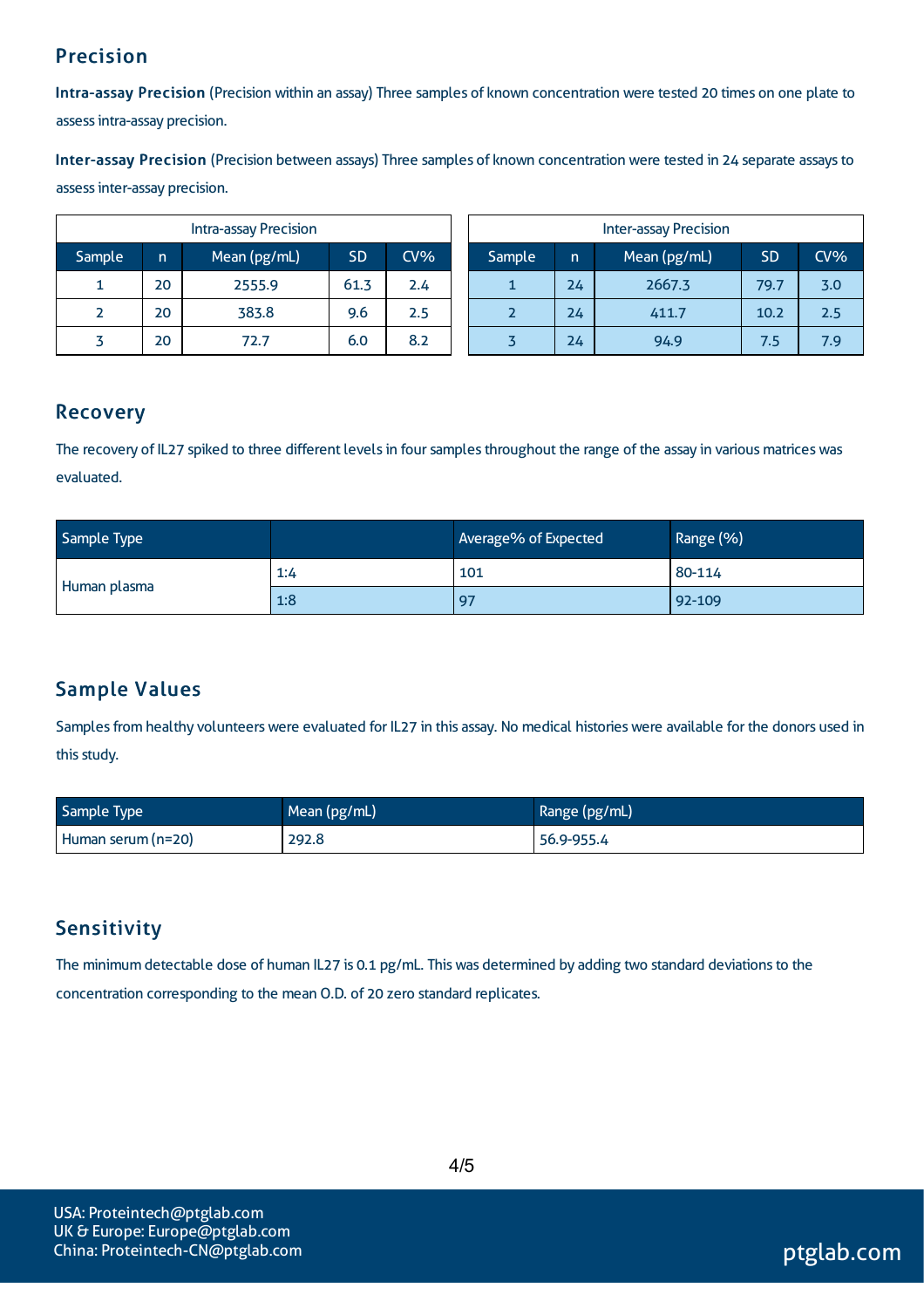## Precision

**Intra-assay Precision** (Precision within an assay) Three samples of known concentration were tested 20 times on one plate to assess intra-assay precision.

**Inter-assay Precision** (Precision between assays) Three samples of known concentration were tested in 24 separate assays to assess inter-assay precision.

| Intra-assay Precision | | | | |
|---|---|---|---|---|
| Sample | n | Mean (pg/mL) | SD | CV% |
| 1 | 20 | 2555.9 | 61.3 | 2.4 |
| 2 | 20 | 383.8 | 9.6 | 2.5 |
| 3 | 20 | 72.7 | 6.0 | 8.2 |

| Inter-assay Precision | | | | |
|---|---|---|---|---|
| Sample | n | Mean (pg/mL) | SD | CV% |
| 1 | 24 | 2667.3 | 79.7 | 3.0 |
| 2 | 24 | 411.7 | 10.2 | 2.5 |
| 3 | 24 | 94.9 | 7.5 | 7.9 |

## Recovery

The recovery of IL27 spiked to three different levels in four samples throughout the range of the assay in various matrices was evaluated.

| Sample Type | | Average% of Expected | Range (%) |
|---|---|---|---|
| Human plasma | 1:4 | 101 | 80-114 |
| | 1:8 | 97 | 92-109 |

## Sample Values

Samples from healthy volunteers were evaluated for IL27 in this assay. No medical histories were available for the donors used in this study.

| Sample Type | Mean (pg/mL) | Range (pg/mL) |
|---|---|---|
| Human serum (n=20) | 292.8 | 56.9-955.4 |

## Sensitivity

The minimum detectable dose of human IL27 is 0.1 pg/mL. This was determined by adding two standard deviations to the concentration corresponding to the mean O.D. of 20 zero standard replicates.

USA: Proteintech@ptglab.com
UK & Europe: Europe@ptglab.com
China: Proteintech-CN@ptglab.com

ptglab.com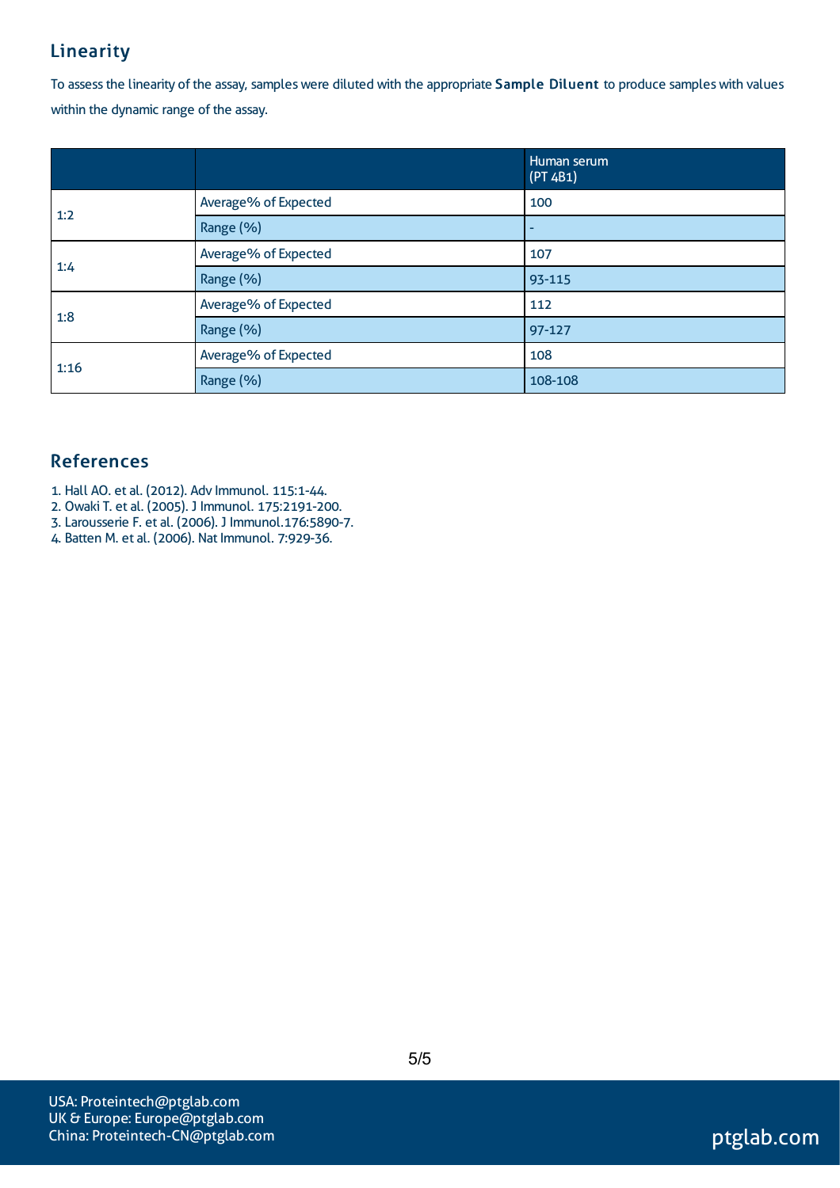## Linearity

To assess the linearity of the assay, samples were diluted with the appropriate **Sample Diluent** to produce samples with values within the dynamic range of the assay.

| | | Human serum (PT 4B1) |
|---|---|---|
| 1:2 | Average% of Expected | 100 |
| | Range (%) | - |
| 1:4 | Average% of Expected | 107 |
| | Range (%) | 93-115 |
| 1:8 | Average% of Expected | 112 |
| | Range (%) | 97-127 |
| 1:16 | Average% of Expected | 108 |
| | Range (%) | 108-108 |

## References

1. Hall AO. et al. (2012). Adv Immunol. 115:1-44.
2. Owaki T. et al. (2005). J Immunol. 175:2191-200.
3. Larousserie F. et al. (2006). J Immunol.176:5890-7.
4. Batten M. et al. (2006). Nat Immunol. 7:929-36.

USA: Proteintech@ptglab.com
UK & Europe: Europe@ptglab.com
China: Proteintech-CN@ptglab.com

ptglab.com